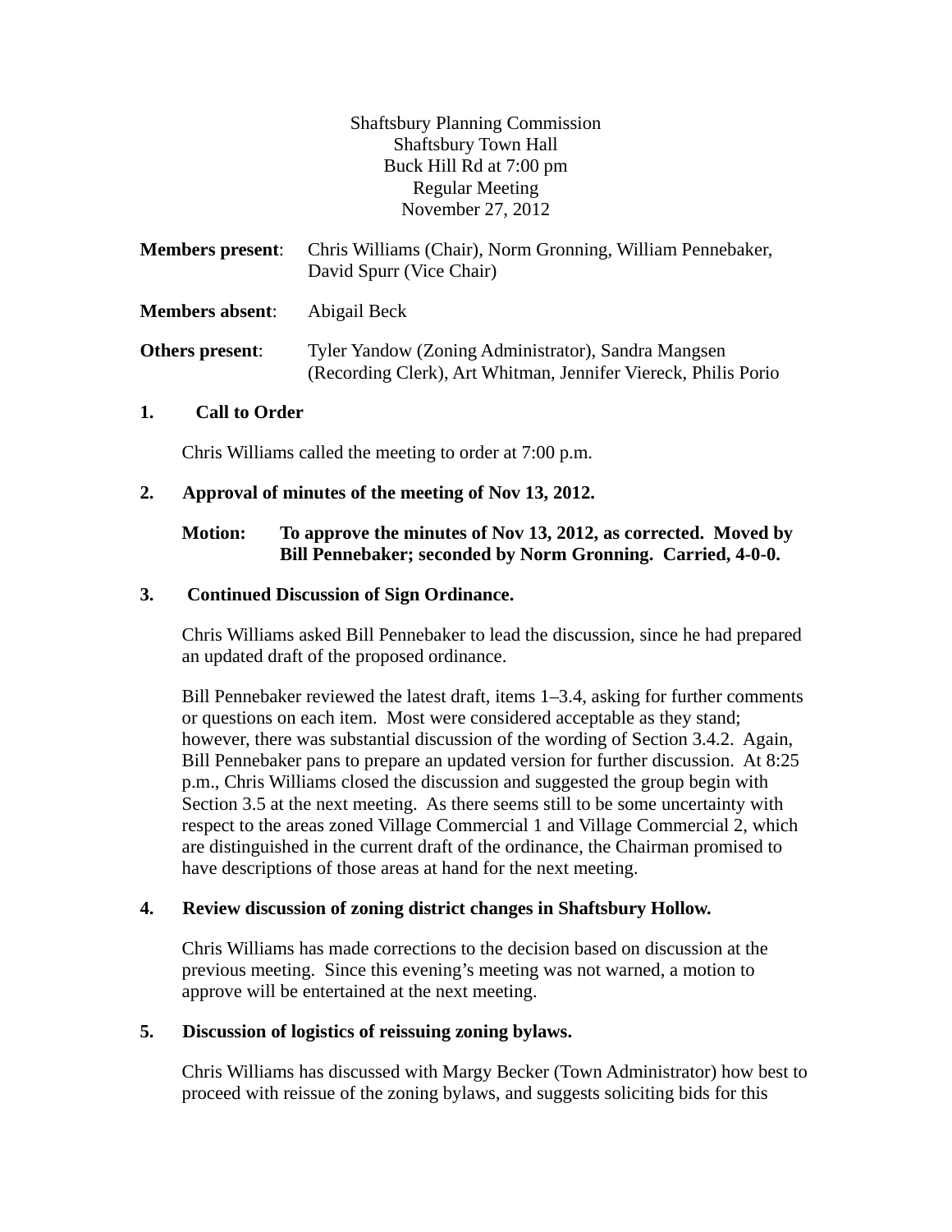Shaftsbury Planning Commission
Shaftsbury Town Hall
Buck Hill Rd at 7:00 pm
Regular Meeting
November 27, 2012

**Members present**: Chris Williams (Chair), Norm Gronning, William Pennebaker, David Spurr (Vice Chair)

**Members absent**: Abigail Beck

**Others present**: Tyler Yandow (Zoning Administrator), Sandra Mangsen (Recording Clerk), Art Whitman, Jennifer Viereck, Philis Porio

## 1. Call to Order

Chris Williams called the meeting to order at 7:00 p.m.

## 2. Approval of minutes of the meeting of Nov 13, 2012.

**Motion: To approve the minutes of Nov 13, 2012, as corrected. Moved by Bill Pennebaker; seconded by Norm Gronning. Carried, 4-0-0.**

## 3. Continued Discussion of Sign Ordinance.

Chris Williams asked Bill Pennebaker to lead the discussion, since he had prepared an updated draft of the proposed ordinance.

Bill Pennebaker reviewed the latest draft, items 1–3.4, asking for further comments or questions on each item. Most were considered acceptable as they stand; however, there was substantial discussion of the wording of Section 3.4.2. Again, Bill Pennebaker pans to prepare an updated version for further discussion. At 8:25 p.m., Chris Williams closed the discussion and suggested the group begin with Section 3.5 at the next meeting. As there seems still to be some uncertainty with respect to the areas zoned Village Commercial 1 and Village Commercial 2, which are distinguished in the current draft of the ordinance, the Chairman promised to have descriptions of those areas at hand for the next meeting.

## 4. Review discussion of zoning district changes in Shaftsbury Hollow.

Chris Williams has made corrections to the decision based on discussion at the previous meeting. Since this evening's meeting was not warned, a motion to approve will be entertained at the next meeting.

## 5. Discussion of logistics of reissuing zoning bylaws.

Chris Williams has discussed with Margy Becker (Town Administrator) how best to proceed with reissue of the zoning bylaws, and suggests soliciting bids for this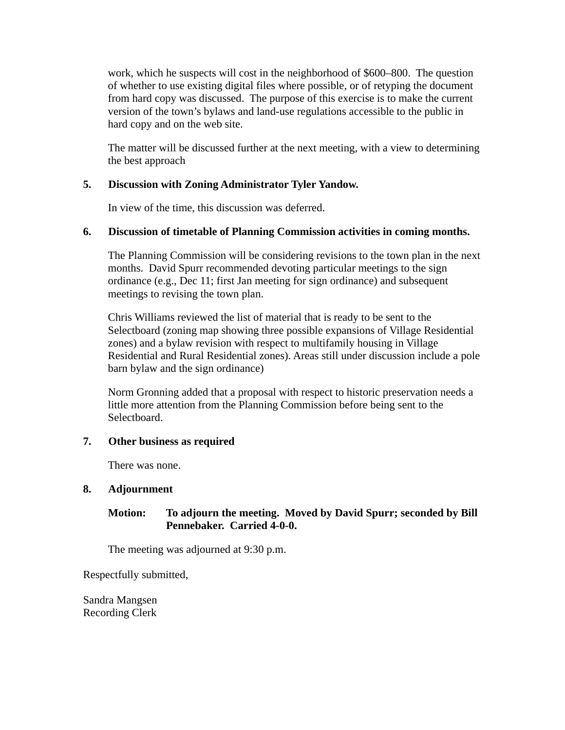work, which he suspects will cost in the neighborhood of $600–800. The question of whether to use existing digital files where possible, or of retyping the document from hard copy was discussed. The purpose of this exercise is to make the current version of the town's bylaws and land-use regulations accessible to the public in hard copy and on the web site.

The matter will be discussed further at the next meeting, with a view to determining the best approach

**5. Discussion with Zoning Administrator Tyler Yandow.**

In view of the time, this discussion was deferred.

**6. Discussion of timetable of Planning Commission activities in coming months.**

The Planning Commission will be considering revisions to the town plan in the next months. David Spurr recommended devoting particular meetings to the sign ordinance (e.g., Dec 11; first Jan meeting for sign ordinance) and subsequent meetings to revising the town plan.

Chris Williams reviewed the list of material that is ready to be sent to the Selectboard (zoning map showing three possible expansions of Village Residential zones) and a bylaw revision with respect to multifamily housing in Village Residential and Rural Residential zones). Areas still under discussion include a pole barn bylaw and the sign ordinance)

Norm Gronning added that a proposal with respect to historic preservation needs a little more attention from the Planning Commission before being sent to the Selectboard.

**7. Other business as required**

There was none.

**8. Adjournment**

**Motion: To adjourn the meeting. Moved by David Spurr; seconded by Bill Pennebaker. Carried 4-0-0.**

The meeting was adjourned at 9:30 p.m.

Respectfully submitted,

Sandra Mangsen
Recording Clerk